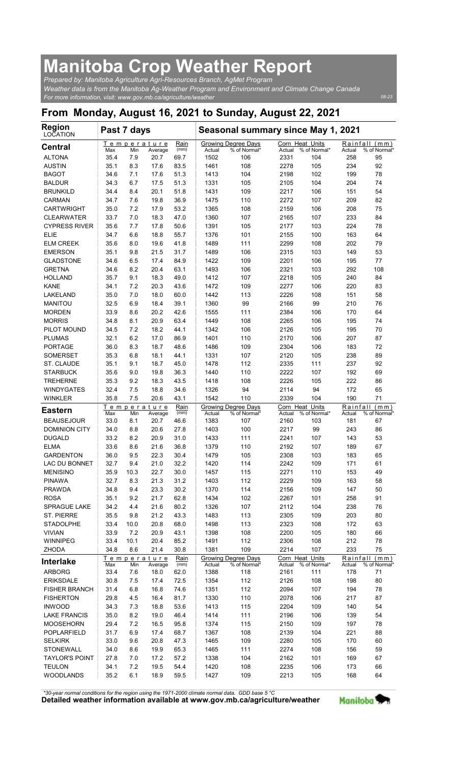# Manitoba Crop Weather Report

*Prepared by: Manitoba Agriculture Agri-Resources Branch, AgMet Program*
*Weather data is from the Manitoba Ag-Weather Program and Environment and Climate Change Canada*
*For more information, visit: www.gov.mb.ca/agriculture/weather*

08-23

## From Monday, August 16, 2021 to Sunday, August 22, 2021

| Region LOCATION | Past 7 days | | | | Seasonal summary since May 1, 2021 | | | | | |
|---|---|---|---|---|---|---|---|---|---|---|
| | Temperature | | | Rain | Growing Degree Days | | Corn Heat Units | | Rainfall (mm) | |
| **Central** | Max | Min | Average | (mm) | Actual | % of Normal* | Actual | % of Normal* | Actual | % of Normal* |
| ALTONA | 35.4 | 7.9 | 20.7 | 69.7 | 1502 | 106 | 2331 | 104 | 258 | 95 |
| AUSTIN | 35.1 | 8.3 | 17.6 | 83.5 | 1461 | 108 | 2278 | 105 | 234 | 92 |
| BAGOT | 34.6 | 7.1 | 17.6 | 51.3 | 1413 | 104 | 2198 | 102 | 199 | 78 |
| BALDUR | 34.3 | 6.7 | 17.5 | 51.3 | 1331 | 105 | 2105 | 104 | 204 | 74 |
| BRUNKILD | 34.4 | 8.4 | 20.1 | 51.8 | 1431 | 109 | 2217 | 106 | 151 | 54 |
| CARMAN | 34.7 | 7.6 | 19.8 | 36.9 | 1475 | 110 | 2272 | 107 | 209 | 82 |
| CARTWRIGHT | 35.0 | 7.2 | 17.9 | 53.2 | 1365 | 108 | 2159 | 106 | 208 | 75 |
| CLEARWATER | 33.7 | 7.0 | 18.3 | 47.0 | 1360 | 107 | 2165 | 107 | 233 | 84 |
| CYPRESS RIVER | 35.6 | 7.7 | 17.8 | 50.6 | 1391 | 105 | 2177 | 103 | 224 | 78 |
| ELIE | 34.7 | 6.6 | 18.8 | 55.7 | 1376 | 101 | 2155 | 100 | 163 | 64 |
| ELM CREEK | 35.6 | 8.0 | 19.6 | 41.8 | 1489 | 111 | 2299 | 108 | 202 | 79 |
| EMERSON | 35.1 | 9.8 | 21.5 | 31.7 | 1489 | 106 | 2315 | 103 | 149 | 53 |
| GLADSTONE | 34.6 | 6.5 | 17.4 | 84.9 | 1422 | 109 | 2201 | 106 | 195 | 77 |
| GRETNA | 34.6 | 8.2 | 20.4 | 63.1 | 1493 | 106 | 2321 | 103 | 292 | 108 |
| HOLLAND | 35.7 | 9.1 | 18.3 | 49.0 | 1412 | 107 | 2218 | 105 | 240 | 84 |
| KANE | 34.1 | 7.2 | 20.3 | 43.6 | 1472 | 109 | 2277 | 106 | 220 | 83 |
| LAKELAND | 35.0 | 7.0 | 18.0 | 60.0 | 1442 | 113 | 2226 | 108 | 151 | 58 |
| MANITOU | 32.5 | 6.9 | 18.4 | 39.1 | 1360 | 99 | 2166 | 99 | 210 | 76 |
| MORDEN | 33.9 | 8.6 | 20.2 | 42.6 | 1555 | 111 | 2384 | 106 | 170 | 64 |
| MORRIS | 34.8 | 8.1 | 20.9 | 63.4 | 1449 | 108 | 2265 | 106 | 195 | 74 |
| PILOT MOUND | 34.5 | 7.2 | 18.2 | 44.1 | 1342 | 106 | 2126 | 105 | 195 | 70 |
| PLUMAS | 32.1 | 6.2 | 17.0 | 86.9 | 1401 | 110 | 2170 | 106 | 207 | 87 |
| PORTAGE | 36.0 | 8.3 | 18.7 | 48.6 | 1486 | 109 | 2304 | 106 | 183 | 72 |
| SOMERSET | 35.3 | 6.8 | 18.1 | 44.1 | 1331 | 107 | 2120 | 105 | 238 | 89 |
| ST. CLAUDE | 35.1 | 9.1 | 18.7 | 45.0 | 1478 | 112 | 2335 | 111 | 237 | 92 |
| STARBUCK | 35.6 | 9.0 | 19.8 | 36.3 | 1440 | 110 | 2222 | 107 | 192 | 69 |
| TREHERNE | 35.3 | 9.2 | 18.3 | 43.5 | 1418 | 108 | 2226 | 105 | 222 | 86 |
| WINDYGATES | 32.4 | 7.5 | 18.8 | 34.6 | 1326 | 94 | 2114 | 94 | 172 | 65 |
| WINKLER | 35.8 | 7.5 | 20.6 | 43.1 | 1542 | 110 | 2339 | 104 | 190 | 71 |
| **Eastern** | Max | Min | Average | (mm) | Actual | % of Normal* | Actual | % of Normal* | Actual | % of Normal* |
| BEAUSEJOUR | 33.0 | 8.1 | 20.7 | 46.6 | 1383 | 107 | 2160 | 103 | 181 | 67 |
| DOMINION CITY | 34.0 | 8.8 | 20.6 | 27.8 | 1403 | 100 | 2217 | 99 | 243 | 86 |
| DUGALD | 33.2 | 8.2 | 20.9 | 31.0 | 1433 | 111 | 2241 | 107 | 143 | 53 |
| ELMA | 33.6 | 8.6 | 21.6 | 36.8 | 1379 | 110 | 2192 | 107 | 189 | 67 |
| GARDENTON | 36.0 | 9.5 | 22.3 | 30.4 | 1479 | 105 | 2308 | 103 | 183 | 65 |
| LAC DU BONNET | 32.7 | 9.4 | 21.0 | 32.2 | 1420 | 114 | 2242 | 109 | 171 | 61 |
| MENISINO | 35.9 | 10.3 | 22.7 | 30.0 | 1457 | 115 | 2271 | 110 | 153 | 49 |
| PINAWA | 32.7 | 8.3 | 21.3 | 31.2 | 1403 | 112 | 2229 | 109 | 163 | 58 |
| PRAWDA | 34.8 | 9.4 | 23.3 | 30.2 | 1370 | 114 | 2156 | 109 | 147 | 50 |
| ROSA | 35.1 | 9.2 | 21.7 | 62.8 | 1434 | 102 | 2267 | 101 | 258 | 91 |
| SPRAGUE LAKE | 34.2 | 4.4 | 21.6 | 80.2 | 1326 | 107 | 2112 | 104 | 238 | 76 |
| ST. PIERRE | 35.5 | 9.8 | 21.2 | 43.3 | 1483 | 113 | 2305 | 109 | 203 | 80 |
| STADOLPHE | 33.4 | 10.0 | 20.8 | 68.0 | 1498 | 113 | 2323 | 108 | 172 | 63 |
| VIVIAN | 33.9 | 7.2 | 20.9 | 43.1 | 1398 | 108 | 2200 | 105 | 180 | 66 |
| WINNIPEG | 33.4 | 10.1 | 20.4 | 85.2 | 1491 | 112 | 2306 | 108 | 212 | 78 |
| ZHODA | 34.8 | 8.6 | 21.4 | 30.8 | 1381 | 109 | 2214 | 107 | 233 | 75 |
| **Interlake** | Max | Min | Average | (mm) | Actual | % of Normal* | Actual | % of Normal* | Actual | % of Normal* |
| ARBORG | 33.4 | 7.6 | 18.0 | 62.0 | 1388 | 118 | 2161 | 111 | 178 | 71 |
| ERIKSDALE | 30.8 | 7.5 | 17.4 | 72.5 | 1354 | 112 | 2126 | 108 | 198 | 80 |
| FISHER BRANCH | 31.4 | 6.8 | 16.8 | 74.6 | 1351 | 112 | 2094 | 107 | 194 | 78 |
| FISHERTON | 29.8 | 4.5 | 16.4 | 81.7 | 1330 | 110 | 2078 | 106 | 217 | 87 |
| INWOOD | 34.3 | 7.3 | 18.8 | 53.6 | 1413 | 115 | 2204 | 109 | 140 | 54 |
| LAKE FRANCIS | 35.0 | 8.2 | 19.0 | 46.4 | 1414 | 111 | 2196 | 106 | 139 | 54 |
| MOOSEHORN | 29.4 | 7.2 | 16.5 | 95.8 | 1374 | 115 | 2150 | 109 | 197 | 78 |
| POPLARFIELD | 31.7 | 6.9 | 17.4 | 68.7 | 1367 | 108 | 2139 | 104 | 221 | 88 |
| SELKIRK | 33.0 | 9.6 | 20.8 | 47.3 | 1465 | 109 | 2280 | 105 | 170 | 60 |
| STONEWALL | 34.0 | 8.6 | 19.9 | 65.3 | 1465 | 111 | 2274 | 108 | 156 | 59 |
| TAYLOR'S POINT | 27.8 | 7.0 | 17.2 | 57.2 | 1338 | 104 | 2162 | 101 | 169 | 67 |
| TEULON | 34.1 | 7.2 | 19.5 | 54.4 | 1420 | 108 | 2235 | 106 | 173 | 66 |
| WOODLANDS | 35.2 | 6.1 | 18.9 | 59.5 | 1427 | 109 | 2213 | 105 | 168 | 64 |

*\*30-year normal conditions for the region using the 1971-2000 climate normal data. GDD base 5 °C*

**Detailed weather information available at www.gov.mb.ca/agriculture/weather**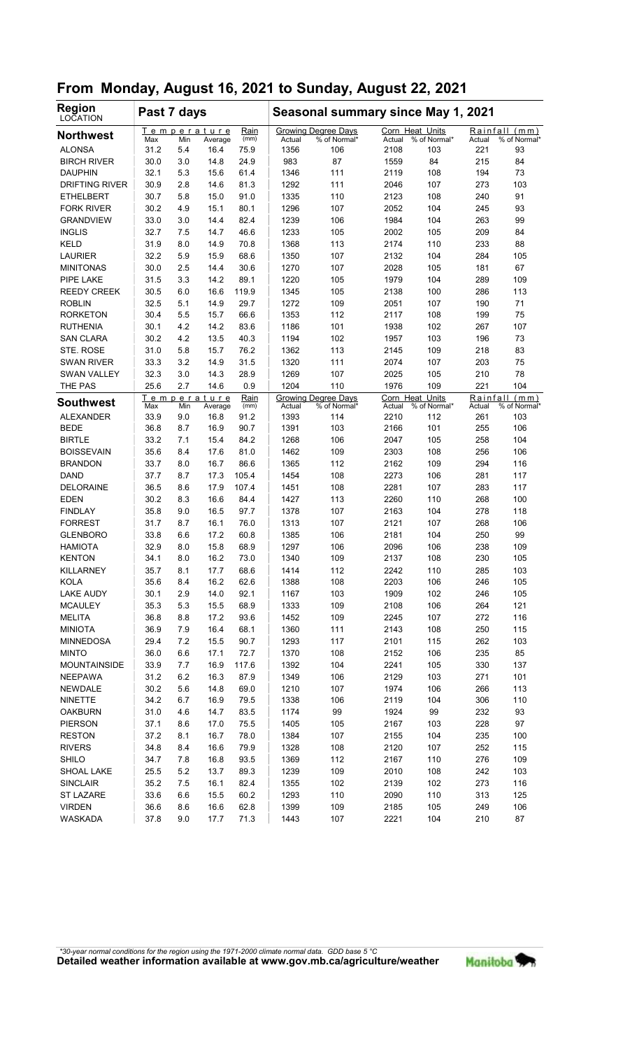## From Monday, August 16, 2021 to Sunday, August 22, 2021

| Region LOCATION | Past 7 days | | | | Seasonal summary since May 1, 2021 | | | | | |
|---|---|---|---|---|---|---|---|---|---|---|
| | Temperature | | | Rain | Growing Degree Days | | Corn Heat Units | | Rainfall (mm) | |
| **Northwest** | Max | Min | Average | (mm) | Actual | % of Normal* | Actual | % of Normal* | Actual | % of Normal* |
| ALONSA | 31.2 | 5.4 | 16.4 | 75.9 | 1356 | 106 | 2108 | 103 | 221 | 93 |
| BIRCH RIVER | 30.0 | 3.0 | 14.8 | 24.9 | 983 | 87 | 1559 | 84 | 215 | 84 |
| DAUPHIN | 32.1 | 5.3 | 15.6 | 61.4 | 1346 | 111 | 2119 | 108 | 194 | 73 |
| DRIFTING RIVER | 30.9 | 2.8 | 14.6 | 81.3 | 1292 | 111 | 2046 | 107 | 273 | 103 |
| ETHELBERT | 30.7 | 5.8 | 15.0 | 91.0 | 1335 | 110 | 2123 | 108 | 240 | 91 |
| FORK RIVER | 30.2 | 4.9 | 15.1 | 80.1 | 1296 | 107 | 2052 | 104 | 245 | 93 |
| GRANDVIEW | 33.0 | 3.0 | 14.4 | 82.4 | 1239 | 106 | 1984 | 104 | 263 | 99 |
| INGLIS | 32.7 | 7.5 | 14.7 | 46.6 | 1233 | 105 | 2002 | 105 | 209 | 84 |
| KELD | 31.9 | 8.0 | 14.9 | 70.8 | 1368 | 113 | 2174 | 110 | 233 | 88 |
| LAURIER | 32.2 | 5.9 | 15.9 | 68.6 | 1350 | 107 | 2132 | 104 | 284 | 105 |
| MINITONAS | 30.0 | 2.5 | 14.4 | 30.6 | 1270 | 107 | 2028 | 105 | 181 | 67 |
| PIPE LAKE | 31.5 | 3.3 | 14.2 | 89.1 | 1220 | 105 | 1979 | 104 | 289 | 109 |
| REEDY CREEK | 30.5 | 6.0 | 16.6 | 119.9 | 1345 | 105 | 2138 | 100 | 286 | 113 |
| ROBLIN | 32.5 | 5.1 | 14.9 | 29.7 | 1272 | 109 | 2051 | 107 | 190 | 71 |
| RORKETON | 30.4 | 5.5 | 15.7 | 66.6 | 1353 | 112 | 2117 | 108 | 199 | 75 |
| RUTHENIA | 30.1 | 4.2 | 14.2 | 83.6 | 1186 | 101 | 1938 | 102 | 267 | 107 |
| SAN CLARA | 30.2 | 4.2 | 13.5 | 40.3 | 1194 | 102 | 1957 | 103 | 196 | 73 |
| STE. ROSE | 31.0 | 5.8 | 15.7 | 76.2 | 1362 | 113 | 2145 | 109 | 218 | 83 |
| SWAN RIVER | 33.3 | 3.2 | 14.9 | 31.5 | 1320 | 111 | 2074 | 107 | 203 | 75 |
| SWAN VALLEY | 32.3 | 3.0 | 14.3 | 28.9 | 1269 | 107 | 2025 | 105 | 210 | 78 |
| THE PAS | 25.6 | 2.7 | 14.6 | 0.9 | 1204 | 110 | 1976 | 109 | 221 | 104 |
| | Temperature | | | Rain | Growing Degree Days | | Corn Heat Units | | Rainfall (mm) | |
| **Southwest** | Max | Min | Average | (mm) | Actual | % of Normal* | Actual | % of Normal* | Actual | % of Normal* |
| ALEXANDER | 33.9 | 9.0 | 16.8 | 91.2 | 1393 | 114 | 2210 | 112 | 261 | 103 |
| BEDE | 36.8 | 8.7 | 16.9 | 90.7 | 1391 | 103 | 2166 | 101 | 255 | 106 |
| BIRTLE | 33.2 | 7.1 | 15.4 | 84.2 | 1268 | 106 | 2047 | 105 | 258 | 104 |
| BOISSEVAIN | 35.6 | 8.4 | 17.6 | 81.0 | 1462 | 109 | 2303 | 108 | 256 | 106 |
| BRANDON | 33.7 | 8.0 | 16.7 | 86.6 | 1365 | 112 | 2162 | 109 | 294 | 116 |
| DAND | 37.7 | 8.7 | 17.3 | 105.4 | 1454 | 108 | 2273 | 106 | 281 | 117 |
| DELORAINE | 36.5 | 8.6 | 17.9 | 107.4 | 1451 | 108 | 2281 | 107 | 283 | 117 |
| EDEN | 30.2 | 8.3 | 16.6 | 84.4 | 1427 | 113 | 2260 | 110 | 268 | 100 |
| FINDLAY | 35.8 | 9.0 | 16.5 | 97.7 | 1378 | 107 | 2163 | 104 | 278 | 118 |
| FORREST | 31.7 | 8.7 | 16.1 | 76.0 | 1313 | 107 | 2121 | 107 | 268 | 106 |
| GLENBORO | 33.8 | 6.6 | 17.2 | 60.8 | 1385 | 106 | 2181 | 104 | 250 | 99 |
| HAMIOTA | 32.9 | 8.0 | 15.8 | 68.9 | 1297 | 106 | 2096 | 106 | 238 | 109 |
| KENTON | 34.1 | 8.0 | 16.2 | 73.0 | 1340 | 109 | 2137 | 108 | 230 | 105 |
| KILLARNEY | 35.7 | 8.1 | 17.7 | 68.6 | 1414 | 112 | 2242 | 110 | 285 | 103 |
| KOLA | 35.6 | 8.4 | 16.2 | 62.6 | 1388 | 108 | 2203 | 106 | 246 | 105 |
| LAKE AUDY | 30.1 | 2.9 | 14.0 | 92.1 | 1167 | 103 | 1909 | 102 | 246 | 105 |
| MCAULEY | 35.3 | 5.3 | 15.5 | 68.9 | 1333 | 109 | 2108 | 106 | 264 | 121 |
| MELITA | 36.8 | 8.8 | 17.2 | 93.6 | 1452 | 109 | 2245 | 107 | 272 | 116 |
| MINIOTA | 36.9 | 7.9 | 16.4 | 68.1 | 1360 | 111 | 2143 | 108 | 250 | 115 |
| MINNEDOSA | 29.4 | 7.2 | 15.5 | 90.7 | 1293 | 117 | 2101 | 115 | 262 | 103 |
| MINTO | 36.0 | 6.6 | 17.1 | 72.7 | 1370 | 108 | 2152 | 106 | 235 | 85 |
| MOUNTAINSIDE | 33.9 | 7.7 | 16.9 | 117.6 | 1392 | 104 | 2241 | 105 | 330 | 137 |
| NEEPAWA | 31.2 | 6.2 | 16.3 | 87.9 | 1349 | 106 | 2129 | 103 | 271 | 101 |
| NEWDALE | 30.2 | 5.6 | 14.8 | 69.0 | 1210 | 107 | 1974 | 106 | 266 | 113 |
| NINETTE | 34.2 | 6.7 | 16.9 | 79.5 | 1338 | 106 | 2119 | 104 | 306 | 110 |
| OAKBURN | 31.0 | 4.6 | 14.7 | 83.5 | 1174 | 99 | 1924 | 99 | 232 | 93 |
| PIERSON | 37.1 | 8.6 | 17.0 | 75.5 | 1405 | 105 | 2167 | 103 | 228 | 97 |
| RESTON | 37.2 | 8.1 | 16.7 | 78.0 | 1384 | 107 | 2155 | 104 | 235 | 100 |
| RIVERS | 34.8 | 8.4 | 16.6 | 79.9 | 1328 | 108 | 2120 | 107 | 252 | 115 |
| SHILO | 34.7 | 7.8 | 16.8 | 93.5 | 1369 | 112 | 2167 | 110 | 276 | 109 |
| SHOAL LAKE | 25.5 | 5.2 | 13.7 | 89.3 | 1239 | 109 | 2010 | 108 | 242 | 103 |
| SINCLAIR | 35.2 | 7.5 | 16.1 | 82.4 | 1355 | 102 | 2139 | 102 | 273 | 116 |
| ST LAZARE | 33.6 | 6.6 | 15.5 | 60.2 | 1293 | 110 | 2090 | 110 | 313 | 125 |
| VIRDEN | 36.6 | 8.6 | 16.6 | 62.8 | 1399 | 109 | 2185 | 105 | 249 | 106 |
| WASKADA | 37.8 | 9.0 | 17.7 | 71.3 | 1443 | 107 | 2221 | 104 | 210 | 87 |

*30-year normal conditions for the region using the 1971-2000 climate normal data. GDD base 5 °C

**Detailed weather information available at www.gov.mb.ca/agriculture/weather**

Manitoba